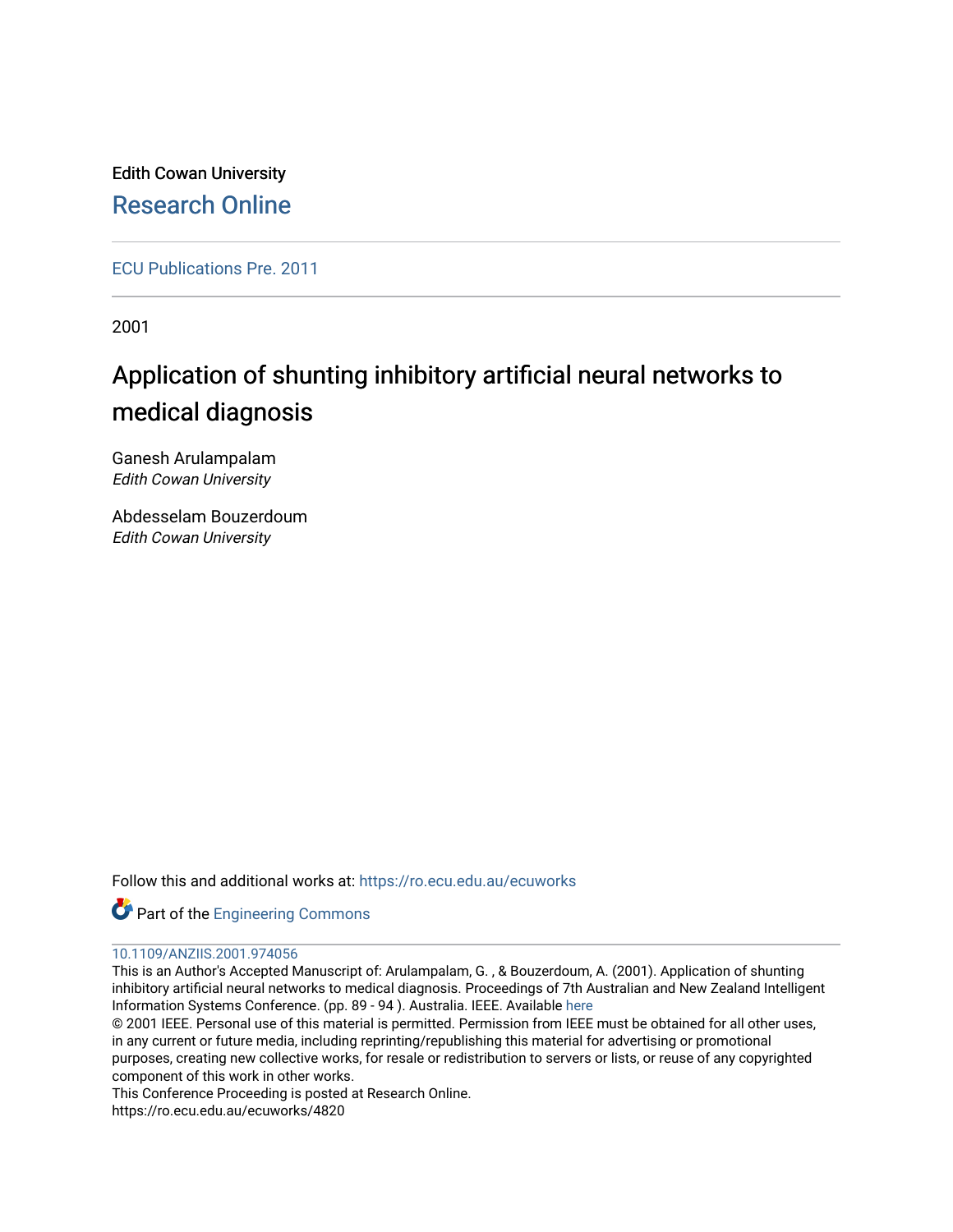Edith Cowan University

## Research Online

ECU Publications Pre. 2011

2001

# Application of shunting inhibitory artificial neural networks to medical diagnosis

Ganesh Arulampalam
*Edith Cowan University*

Abdesselam Bouzerdoum
*Edith Cowan University*

Follow this and additional works at: https://ro.ecu.edu.au/ecuworks

Part of the Engineering Commons

10.1109/ANZIIS.2001.974056

This is an Author's Accepted Manuscript of: Arulampalam, G. , & Bouzerdoum, A. (2001). Application of shunting inhibitory artificial neural networks to medical diagnosis. Proceedings of 7th Australian and New Zealand Intelligent Information Systems Conference. (pp. 89 - 94 ). Australia. IEEE. Available here

© 2001 IEEE. Personal use of this material is permitted. Permission from IEEE must be obtained for all other uses, in any current or future media, including reprinting/republishing this material for advertising or promotional purposes, creating new collective works, for resale or redistribution to servers or lists, or reuse of any copyrighted component of this work in other works.

This Conference Proceeding is posted at Research Online.

https://ro.ecu.edu.au/ecuworks/4820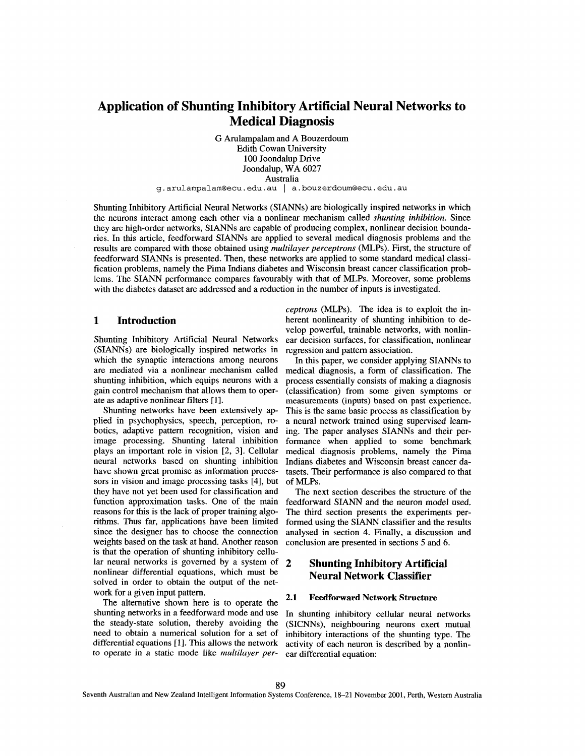# Application of Shunting Inhibitory Artificial Neural Networks to Medical Diagnosis

G Arulampalam and A Bouzerdoum
Edith Cowan University
100 Joondalup Drive
Joondalup, WA 6027
Australia
g.arulampalam@ecu.edu.au | a.bouzerdoum@ecu.edu.au

Shunting Inhibitory Artificial Neural Networks (SIANNs) are biologically inspired networks in which the neurons interact among each other via a nonlinear mechanism called *shunting inhibition*. Since they are high-order networks, SIANNs are capable of producing complex, nonlinear decision boundaries. In this article, feedforward SIANNs are applied to several medical diagnosis problems and the results are compared with those obtained using *multilayer perceptrons* (MLPs). First, the structure of feedforward SIANNs is presented. Then, these networks are applied to some standard medical classification problems, namely the Pima Indians diabetes and Wisconsin breast cancer classification problems. The SIANN performance compares favourably with that of MLPs. Moreover, some problems with the diabetes dataset are addressed and a reduction in the number of inputs is investigated.

## 1 Introduction

Shunting Inhibitory Artificial Neural Networks (SIANNs) are biologically inspired networks in which the synaptic interactions among neurons are mediated via a nonlinear mechanism called shunting inhibition, which equips neurons with a gain control mechanism that allows them to operate as adaptive nonlinear filters [1].

Shunting networks have been extensively applied in psychophysics, speech, perception, robotics, adaptive pattern recognition, vision and image processing. Shunting lateral inhibition plays an important role in vision [2, 3]. Cellular neural networks based on shunting inhibition have shown great promise as information processors in vision and image processing tasks [4], but they have not yet been used for classification and function approximation tasks. One of the main reasons for this is the lack of proper training algorithms. Thus far, applications have been limited since the designer has to choose the connection weights based on the task at hand. Another reason is that the operation of shunting inhibitory cellular neural networks is governed by a system of nonlinear differential equations, which must be solved in order to obtain the output of the network for a given input pattern.

The alternative shown here is to operate the shunting networks in a feedforward mode and use the steady-state solution, thereby avoiding the need to obtain a numerical solution for a set of differential equations [1]. This allows the network to operate in a static mode like *multilayer perceptrons* (MLPs). The idea is to exploit the inherent nonlinearity of shunting inhibition to develop powerful, trainable networks, with nonlinear decision surfaces, for classification, nonlinear regression and pattern association.

In this paper, we consider applying SIANNs to medical diagnosis, a form of classification. The process essentially consists of making a diagnosis (classification) from some given symptoms or measurements (inputs) based on past experience. This is the same basic process as classification by a neural network trained using supervised learning. The paper analyses SIANNs and their performance when applied to some benchmark medical diagnosis problems, namely the Pima Indians diabetes and Wisconsin breast cancer datasets. Their performance is also compared to that of MLPs.

The next section describes the structure of the feedforward SIANN and the neuron model used. The third section presents the experiments performed using the SIANN classifier and the results analysed in section 4. Finally, a discussion and conclusion are presented in sections 5 and 6.

## 2 Shunting Inhibitory Artificial Neural Network Classifier

### 2.1 Feedforward Network Structure

In shunting inhibitory cellular neural networks (SICNNs), neighbouring neurons exert mutual inhibitory interactions of the shunting type. The activity of each neuron is described by a nonlinear differential equation: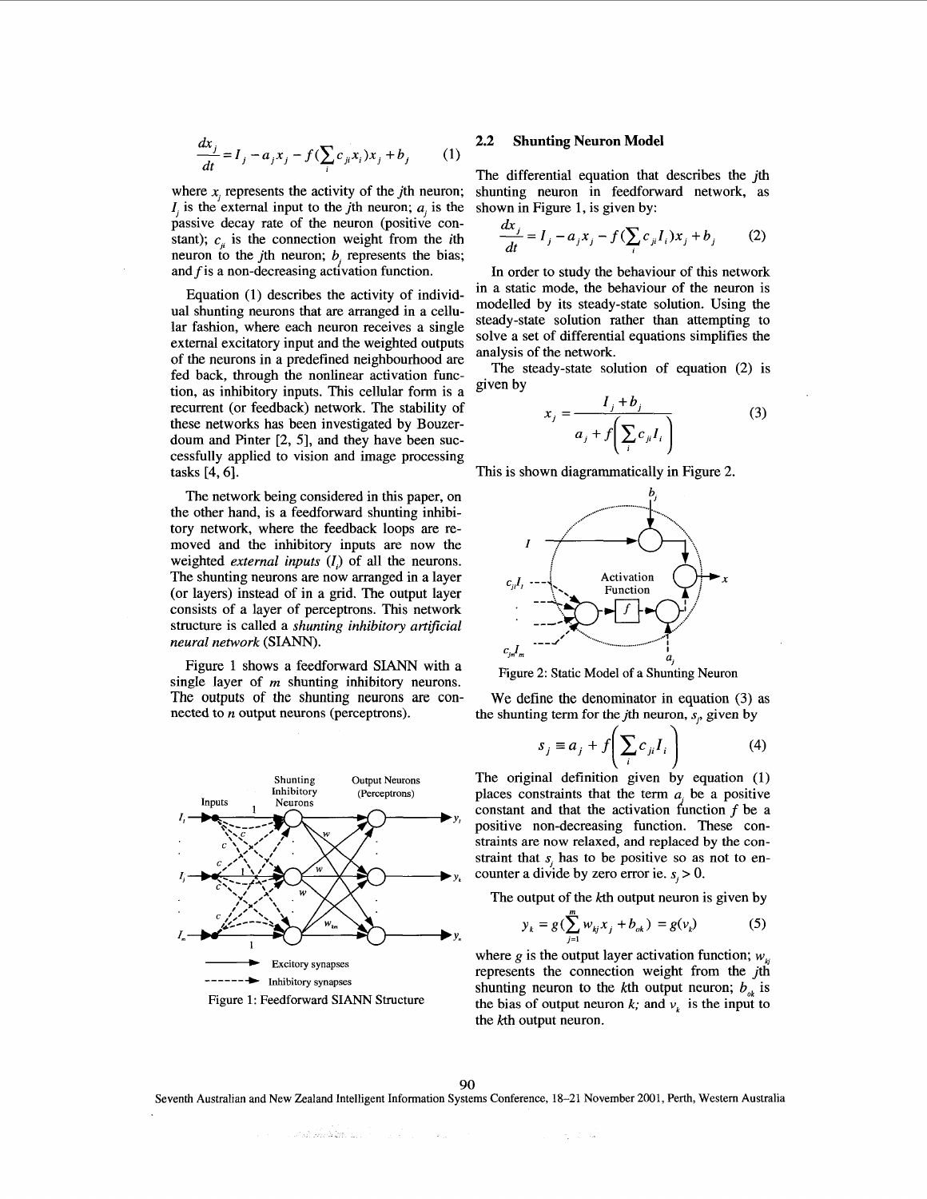$$\frac{dx_j}{dt} = I_j - a_j x_j - f(\sum_i c_{ji} x_i) x_j + b_j \tag{1}$$

where $x_j$ represents the activity of the $j$th neuron; $I_j$ is the external input to the $j$th neuron; $a_j$ is the passive decay rate of the neuron (positive constant); $c_{ji}$ is the connection weight from the $i$th neuron to the $j$th neuron; $b_j$ represents the bias; and $f$ is a non-decreasing activation function.

Equation (1) describes the activity of individual shunting neurons that are arranged in a cellular fashion, where each neuron receives a single external excitatory input and the weighted outputs of the neurons in a predefined neighbourhood are fed back, through the nonlinear activation function, as inhibitory inputs. This cellular form is a recurrent (or feedback) network. The stability of these networks has been investigated by Bouzerdoum and Pinter [2, 5], and they have been successfully applied to vision and image processing tasks [4, 6].

The network being considered in this paper, on the other hand, is a feedforward shunting inhibitory network, where the feedback loops are removed and the inhibitory inputs are now the weighted *external inputs* ($I_i$) of all the neurons. The shunting neurons are now arranged in a layer (or layers) instead of in a grid. The output layer consists of a layer of perceptrons. This network structure is called a *shunting inhibitory artificial neural network* (SIANN).

Figure 1 shows a feedforward SIANN with a single layer of $m$ shunting inhibitory neurons. The outputs of the shunting neurons are connected to $n$ output neurons (perceptrons).

Figure 1: Feedforward SIANN Structure

## 2.2 Shunting Neuron Model

The differential equation that describes the $j$th shunting neuron in feedforward network, as shown in Figure 1, is given by:

$$\frac{dx_j}{dt} = I_j - a_j x_j - f(\sum_i c_{ji} I_i) x_j + b_j \tag{2}$$

In order to study the behaviour of this network in a static mode, the behaviour of the neuron is modelled by its steady-state solution. Using the steady-state solution rather than attempting to solve a set of differential equations simplifies the analysis of the network.

The steady-state solution of equation (2) is given by

$$x_j = \frac{I_j + b_j}{a_j + f\left(\sum_i c_{ji} I_i\right)} \tag{3}$$

This is shown diagrammatically in Figure 2.

Figure 2: Static Model of a Shunting Neuron

We define the denominator in equation (3) as the shunting term for the $j$th neuron, $s_j$, given by

$$s_j \equiv a_j + f\left(\sum_i c_{ji} I_i\right) \tag{4}$$

The original definition given by equation (1) places constraints that the term $a_j$ be a positive constant and that the activation function $f$ be a positive non-decreasing function. These constraints are now relaxed, and replaced by the constraint that $s_j$ has to be positive so as not to encounter a divide by zero error ie. $s_j > 0$.

The output of the $k$th output neuron is given by

$$y_k = g(\sum_{j=1}^{m} w_{kj} x_j + b_{ok}) = g(v_k) \tag{5}$$

where $g$ is the output layer activation function; $w_{kj}$ represents the connection weight from the $j$th shunting neuron to the $k$th output neuron; $b_{ok}$ is the bias of output neuron $k$; and $v_k$ is the input to the $k$th output neuron.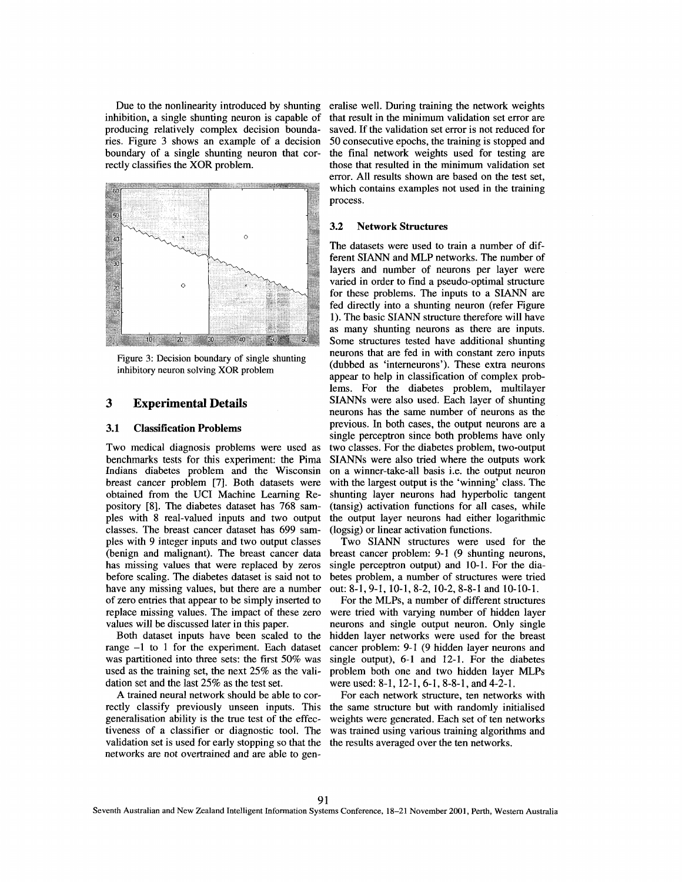Due to the nonlinearity introduced by shunting inhibition, a single shunting neuron is capable of producing relatively complex decision boundaries. Figure 3 shows an example of a decision boundary of a single shunting neuron that correctly classifies the XOR problem.

Figure 3: Decision boundary of single shunting inhibitory neuron solving XOR problem

## 3 Experimental Details

### 3.1 Classification Problems

Two medical diagnosis problems were used as benchmarks tests for this experiment: the Pima Indians diabetes problem and the Wisconsin breast cancer problem [7]. Both datasets were obtained from the UCI Machine Learning Repository [8]. The diabetes dataset has 768 samples with 8 real-valued inputs and two output classes. The breast cancer dataset has 699 samples with 9 integer inputs and two output classes (benign and malignant). The breast cancer data has missing values that were replaced by zeros before scaling. The diabetes dataset is said not to have any missing values, but there are a number of zero entries that appear to be simply inserted to replace missing values. The impact of these zero values will be discussed later in this paper.

Both dataset inputs have been scaled to the range –1 to 1 for the experiment. Each dataset was partitioned into three sets: the first 50% was used as the training set, the next 25% as the validation set and the last 25% as the test set.

A trained neural network should be able to correctly classify previously unseen inputs. This generalisation ability is the true test of the effectiveness of a classifier or diagnostic tool. The validation set is used for early stopping so that the networks are not overtrained and are able to generalise well. During training the network weights that result in the minimum validation set error are saved. If the validation set error is not reduced for 50 consecutive epochs, the training is stopped and the final network weights used for testing are those that resulted in the minimum validation set error. All results shown are based on the test set, which contains examples not used in the training process.

### 3.2 Network Structures

The datasets were used to train a number of different SIANN and MLP networks. The number of layers and number of neurons per layer were varied in order to find a pseudo-optimal structure for these problems. The inputs to a SIANN are fed directly into a shunting neuron (refer Figure 1). The basic SIANN structure therefore will have as many shunting neurons as there are inputs. Some structures tested have additional shunting neurons that are fed in with constant zero inputs (dubbed as 'interneurons'). These extra neurons appear to help in classification of complex problems. For the diabetes problem, multilayer SIANNs were also used. Each layer of shunting neurons has the same number of neurons as the previous. In both cases, the output neurons are a single perceptron since both problems have only two classes. For the diabetes problem, two-output SIANNs were also tried where the outputs work on a winner-take-all basis i.e. the output neuron with the largest output is the 'winning' class. The shunting layer neurons had hyperbolic tangent (tansig) activation functions for all cases, while the output layer neurons had either logarithmic (logsig) or linear activation functions.

Two SIANN structures were used for the breast cancer problem: 9-1 (9 shunting neurons, single perceptron output) and 10-1. For the diabetes problem, a number of structures were tried out: 8-1, 9-1, 10-1, 8-2, 10-2, 8-8-1 and 10-10-1.

For the MLPs, a number of different structures were tried with varying number of hidden layer neurons and single output neuron. Only single hidden layer networks were used for the breast cancer problem: 9-1 (9 hidden layer neurons and single output), 6-1 and 12-1. For the diabetes problem both one and two hidden layer MLPs were used: 8-1, 12-1, 6-1, 8-8-1, and 4-2-1.

For each network structure, ten networks with the same structure but with randomly initialised weights were generated. Each set of ten networks was trained using various training algorithms and the results averaged over the ten networks.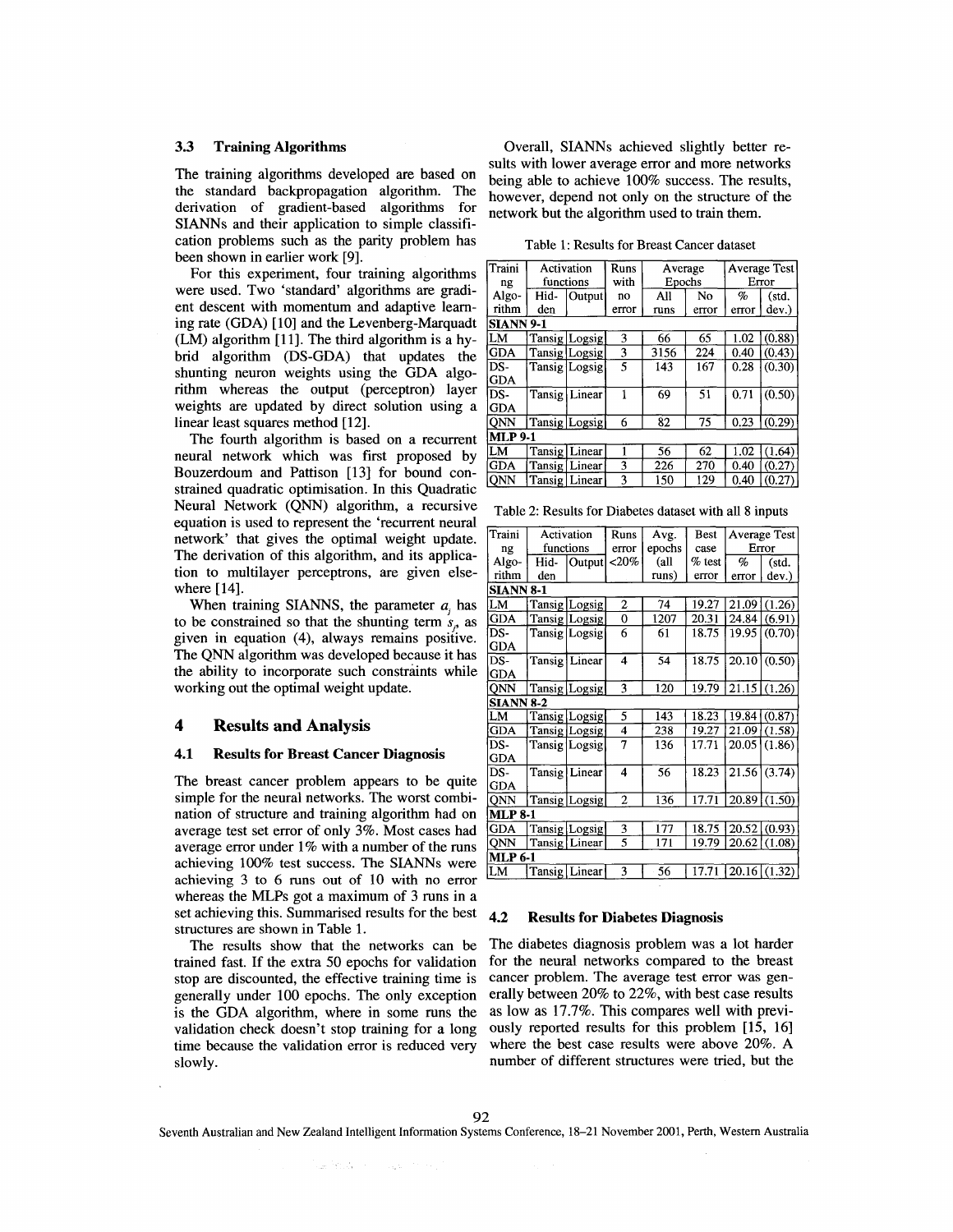### 3.3 Training Algorithms

The training algorithms developed are based on the standard backpropagation algorithm. The derivation of gradient-based algorithms for SIANNs and their application to simple classification problems such as the parity problem has been shown in earlier work [9].

For this experiment, four training algorithms were used. Two 'standard' algorithms are gradient descent with momentum and adaptive learning rate (GDA) [10] and the Levenberg-Marquadt (LM) algorithm [11]. The third algorithm is a hybrid algorithm (DS-GDA) that updates the shunting neuron weights using the GDA algorithm whereas the output (perceptron) layer weights are updated by direct solution using a linear least squares method [12].

The fourth algorithm is based on a recurrent neural network which was first proposed by Bouzerdoum and Pattison [13] for bound constrained quadratic optimisation. In this Quadratic Neural Network (QNN) algorithm, a recursive equation is used to represent the 'recurrent neural network' that gives the optimal weight update. The derivation of this algorithm, and its application to multilayer perceptrons, are given elsewhere [14].

When training SIANNS, the parameter $a_j$ has to be constrained so that the shunting term $s_j$, as given in equation (4), always remains positive. The QNN algorithm was developed because it has the ability to incorporate such constraints while working out the optimal weight update.

## 4 Results and Analysis

### 4.1 Results for Breast Cancer Diagnosis

The breast cancer problem appears to be quite simple for the neural networks. The worst combination of structure and training algorithm had on average test set error of only 3%. Most cases had average error under 1% with a number of the runs achieving 100% test success. The SIANNs were achieving 3 to 6 runs out of 10 with no error whereas the MLPs got a maximum of 3 runs in a set achieving this. Summarised results for the best structures are shown in Table 1.

The results show that the networks can be trained fast. If the extra 50 epochs for validation stop are discounted, the effective training time is generally under 100 epochs. The only exception is the GDA algorithm, where in some runs the validation check doesn't stop training for a long time because the validation error is reduced very slowly.

Overall, SIANNs achieved slightly better results with lower average error and more networks being able to achieve 100% success. The results, however, depend not only on the structure of the network but the algorithm used to train them.

Table 1: Results for Breast Cancer dataset

| Training Algorithm | Activation functions | | Runs with no error | Average Epochs | | Average Test Error | |
|---|---|---|---|---|---|---|---|
| | Hidden | Output | | All runs | No error | % error | (std. dev.) |
| **SIANN 9-1** | | | | | | | |
| LM | Tansig | Logsig | 3 | 66 | 65 | 1.02 | (0.88) |
| GDA | Tansig | Logsig | 3 | 3156 | 224 | 0.40 | (0.43) |
| DS-GDA | Tansig | Logsig | 5 | 143 | 167 | 0.28 | (0.30) |
| DS-GDA | Tansig | Linear | 1 | 69 | 51 | 0.71 | (0.50) |
| QNN | Tansig | Logsig | 6 | 82 | 75 | 0.23 | (0.29) |
| **MLP 9-1** | | | | | | | |
| LM | Tansig | Linear | 1 | 56 | 62 | 1.02 | (1.64) |
| GDA | Tansig | Linear | 3 | 226 | 270 | 0.40 | (0.27) |
| QNN | Tansig | Linear | 3 | 150 | 129 | 0.40 | (0.27) |

Table 2: Results for Diabetes dataset with all 8 inputs

| Training Algorithm | Activation functions | | Runs error <20% | Avg. epochs (all runs) | Best case % test error | Average Test Error | |
|---|---|---|---|---|---|---|---|
| | Hidden | Output | | | | % error | (std. dev.) |
| **SIANN 8-1** | | | | | | | |
| LM | Tansig | Logsig | 2 | 74 | 19.27 | 21.09 | (1.26) |
| GDA | Tansig | Logsig | 0 | 1207 | 20.31 | 24.84 | (6.91) |
| DS-GDA | Tansig | Logsig | 6 | 61 | 18.75 | 19.95 | (0.70) |
| DS-GDA | Tansig | Linear | 4 | 54 | 18.75 | 20.10 | (0.50) |
| QNN | Tansig | Logsig | 3 | 120 | 19.79 | 21.15 | (1.26) |
| **SIANN 8-2** | | | | | | | |
| LM | Tansig | Logsig | 5 | 143 | 18.23 | 19.84 | (0.87) |
| GDA | Tansig | Logsig | 4 | 238 | 19.27 | 21.09 | (1.58) |
| DS-GDA | Tansig | Logsig | 7 | 136 | 17.71 | 20.05 | (1.86) |
| DS-GDA | Tansig | Linear | 4 | 56 | 18.23 | 21.56 | (3.74) |
| QNN | Tansig | Logsig | 2 | 136 | 17.71 | 20.89 | (1.50) |
| **MLP 8-1** | | | | | | | |
| GDA | Tansig | Logsig | 3 | 177 | 18.75 | 20.52 | (0.93) |
| QNN | Tansig | Linear | 5 | 171 | 19.79 | 20.62 | (1.08) |
| **MLP 6-1** | | | | | | | |
| LM | Tansig | Linear | 3 | 56 | 17.71 | 20.16 | (1.32) |

### 4.2 Results for Diabetes Diagnosis

The diabetes diagnosis problem was a lot harder for the neural networks compared to the breast cancer problem. The average test error was generally between 20% to 22%, with best case results as low as 17.7%. This compares well with previously reported results for this problem [15, 16] where the best case results were above 20%. A number of different structures were tried, but the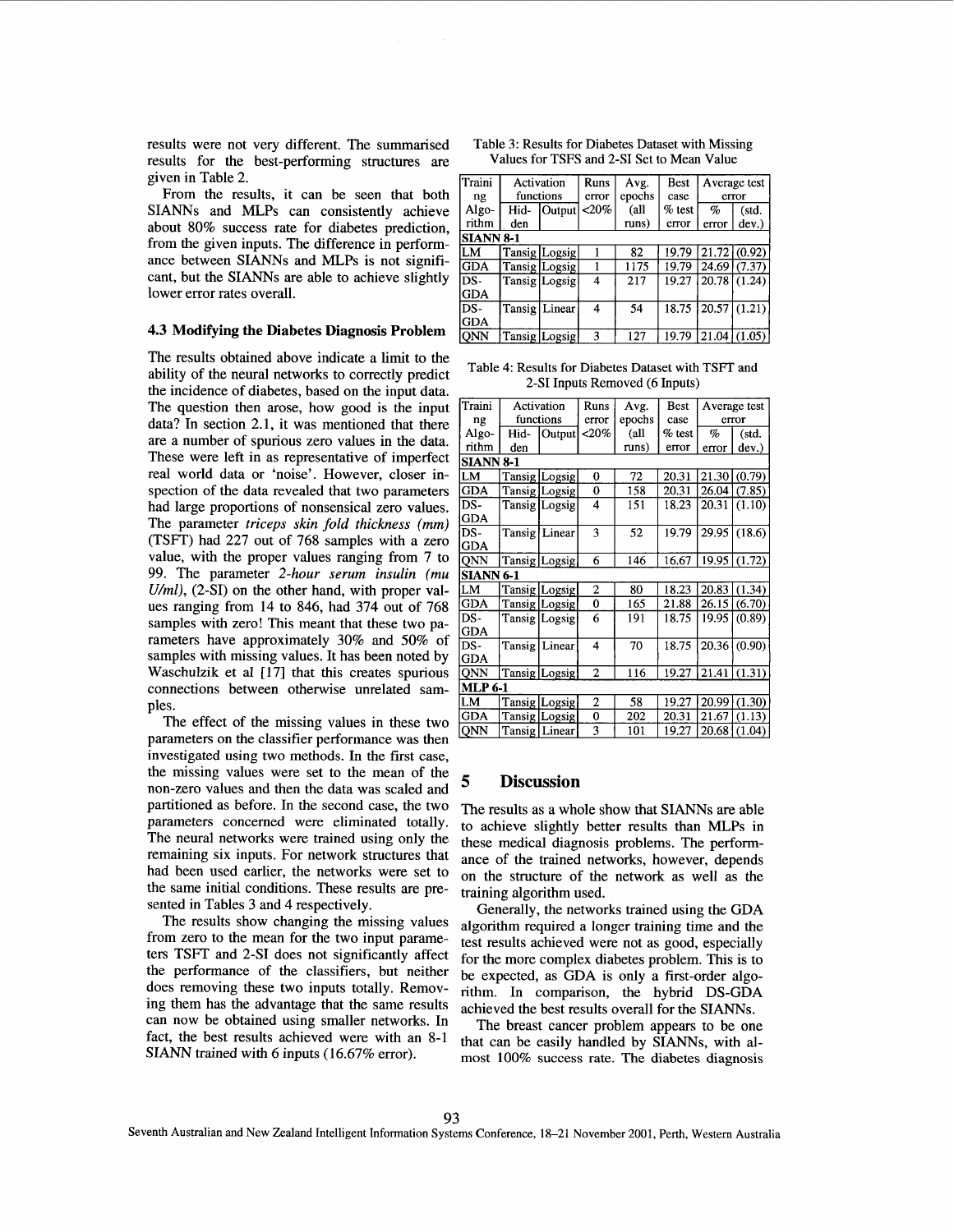results were not very different. The summarised results for the best-performing structures are given in Table 2.

From the results, it can be seen that both SIANNs and MLPs can consistently achieve about 80% success rate for diabetes prediction, from the given inputs. The difference in performance between SIANNs and MLPs is not significant, but the SIANNs are able to achieve slightly lower error rates overall.

### 4.3 Modifying the Diabetes Diagnosis Problem

The results obtained above indicate a limit to the ability of the neural networks to correctly predict the incidence of diabetes, based on the input data. The question then arose, how good is the input data? In section 2.1, it was mentioned that there are a number of spurious zero values in the data. These were left in as representative of imperfect real world data or 'noise'. However, closer inspection of the data revealed that two parameters had large proportions of nonsensical zero values. The parameter *triceps skin fold thickness (mm)* (TSFT) had 227 out of 768 samples with a zero value, with the proper values ranging from 7 to 99. The parameter *2-hour serum insulin (mu U/ml)*, (2-SI) on the other hand, with proper values ranging from 14 to 846, had 374 out of 768 samples with zero! This meant that these two parameters have approximately 30% and 50% of samples with missing values. It has been noted by Waschulzik et al [17] that this creates spurious connections between otherwise unrelated samples.

The effect of the missing values in these two parameters on the classifier performance was then investigated using two methods. In the first case, the missing values were set to the mean of the non-zero values and then the data was scaled and partitioned as before. In the second case, the two parameters concerned were eliminated totally. The neural networks were trained using only the remaining six inputs. For network structures that had been used earlier, the networks were set to the same initial conditions. These results are presented in Tables 3 and 4 respectively.

The results show changing the missing values from zero to the mean for the two input parameters TSFT and 2-SI does not significantly affect the performance of the classifiers, but neither does removing these two inputs totally. Removing them has the advantage that the same results can now be obtained using smaller networks. In fact, the best results achieved were with an 8-1 SIANN trained with 6 inputs (16.67% error).

Table 3: Results for Diabetes Dataset with Missing Values for TSFS and 2-SI Set to Mean Value

| Training Algorithm | Activation functions | | Runs error <20% | Avg. epochs (all runs) | Best case % test error | Average test error | |
|---|---|---|---|---|---|---|---|
| | Hidden | Output | | | | % error | (std. dev.) |
| **SIANN 8-1** | | | | | | | |
| LM | Tansig | Logsig | 1 | 82 | 19.79 | 21.72 | (0.92) |
| GDA | Tansig | Logsig | 1 | 1175 | 19.79 | 24.69 | (7.37) |
| DS-GDA | Tansig | Logsig | 4 | 217 | 19.27 | 20.78 | (1.24) |
| DS-GDA | Tansig | Linear | 4 | 54 | 18.75 | 20.57 | (1.21) |
| QNN | Tansig | Logsig | 3 | 127 | 19.79 | 21.04 | (1.05) |

Table 4: Results for Diabetes Dataset with TSFT and 2-SI Inputs Removed (6 Inputs)

| Training Algorithm | Activation functions | | Runs error <20% | Avg. epochs (all runs) | Best case % test error | Average test error | |
|---|---|---|---|---|---|---|---|
| | Hidden | Output | | | | % error | (std. dev.) |
| **SIANN 8-1** | | | | | | | |
| LM | Tansig | Logsig | 0 | 72 | 20.31 | 21.30 | (0.79) |
| GDA | Tansig | Logsig | 0 | 158 | 20.31 | 26.04 | (7.85) |
| DS-GDA | Tansig | Logsig | 4 | 151 | 18.23 | 20.31 | (1.10) |
| DS-GDA | Tansig | Linear | 3 | 52 | 19.79 | 29.95 | (18.6) |
| QNN | Tansig | Logsig | 6 | 146 | 16.67 | 19.95 | (1.72) |
| **SIANN 6-1** | | | | | | | |
| LM | Tansig | Logsig | 2 | 80 | 18.23 | 20.83 | (1.34) |
| GDA | Tansig | Logsig | 0 | 165 | 21.88 | 26.15 | (6.70) |
| DS-GDA | Tansig | Logsig | 6 | 191 | 18.75 | 19.95 | (0.89) |
| DS-GDA | Tansig | Linear | 4 | 70 | 18.75 | 20.36 | (0.90) |
| QNN | Tansig | Logsig | 2 | 116 | 19.27 | 21.41 | (1.31) |
| **MLP 6-1** | | | | | | | |
| LM | Tansig | Logsig | 2 | 58 | 19.27 | 20.99 | (1.30) |
| GDA | Tansig | Logsig | 0 | 202 | 20.31 | 21.67 | (1.13) |
| QNN | Tansig | Linear | 3 | 101 | 19.27 | 20.68 | (1.04) |

## 5 Discussion

The results as a whole show that SIANNs are able to achieve slightly better results than MLPs in these medical diagnosis problems. The performance of the trained networks, however, depends on the structure of the network as well as the training algorithm used.

Generally, the networks trained using the GDA algorithm required a longer training time and the test results achieved were not as good, especially for the more complex diabetes problem. This is to be expected, as GDA is only a first-order algorithm. In comparison, the hybrid DS-GDA achieved the best results overall for the SIANNs.

The breast cancer problem appears to be one that can be easily handled by SIANNs, with almost 100% success rate. The diabetes diagnosis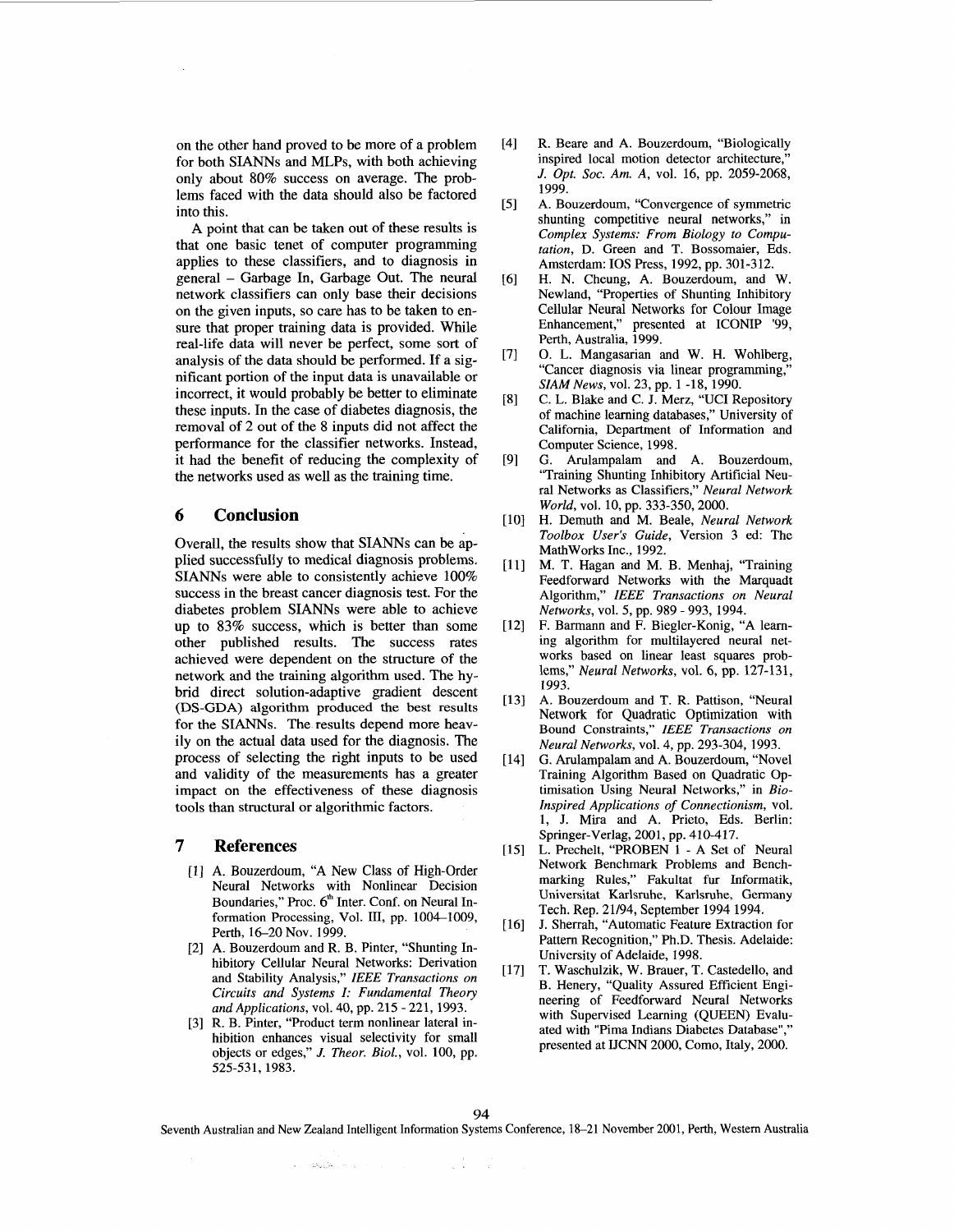on the other hand proved to be more of a problem for both SIANNs and MLPs, with both achieving only about 80% success on average. The problems faced with the data should also be factored into this.

A point that can be taken out of these results is that one basic tenet of computer programming applies to these classifiers, and to diagnosis in general – Garbage In, Garbage Out. The neural network classifiers can only base their decisions on the given inputs, so care has to be taken to ensure that proper training data is provided. While real-life data will never be perfect, some sort of analysis of the data should be performed. If a significant portion of the input data is unavailable or incorrect, it would probably be better to eliminate these inputs. In the case of diabetes diagnosis, the removal of 2 out of the 8 inputs did not affect the performance for the classifier networks. Instead, it had the benefit of reducing the complexity of the networks used as well as the training time.

## 6 Conclusion

Overall, the results show that SIANNs can be applied successfully to medical diagnosis problems. SIANNs were able to consistently achieve 100% success in the breast cancer diagnosis test. For the diabetes problem SIANNs were able to achieve up to 83% success, which is better than some other published results. The success rates achieved were dependent on the structure of the network and the training algorithm used. The hybrid direct solution-adaptive gradient descent (DS-GDA) algorithm produced the best results for the SIANNs. The results depend more heavily on the actual data used for the diagnosis. The process of selecting the right inputs to be used and validity of the measurements has a greater impact on the effectiveness of these diagnosis tools than structural or algorithmic factors.

## 7 References

[1] A. Bouzerdoum, "A New Class of High-Order Neural Networks with Nonlinear Decision Boundaries," Proc. 6th Inter. Conf. on Neural Information Processing, Vol. III, pp. 1004–1009, Perth, 16–20 Nov. 1999.

[2] A. Bouzerdoum and R. B. Pinter, "Shunting Inhibitory Cellular Neural Networks: Derivation and Stability Analysis," *IEEE Transactions on Circuits and Systems I: Fundamental Theory and Applications*, vol. 40, pp. 215 - 221, 1993.

[3] R. B. Pinter, "Product term nonlinear lateral inhibition enhances visual selectivity for small objects or edges," *J. Theor. Biol.*, vol. 100, pp. 525-531, 1983.

[4] R. Beare and A. Bouzerdoum, "Biologically inspired local motion detector architecture," *J. Opt. Soc. Am. A*, vol. 16, pp. 2059-2068, 1999.

[5] A. Bouzerdoum, "Convergence of symmetric shunting competitive neural networks," in *Complex Systems: From Biology to Computation*, D. Green and T. Bossomaier, Eds. Amsterdam: IOS Press, 1992, pp. 301-312.

[6] H. N. Cheung, A. Bouzerdoum, and W. Newland, "Properties of Shunting Inhibitory Cellular Neural Networks for Colour Image Enhancement," presented at ICONIP '99, Perth, Australia, 1999.

[7] O. L. Mangasarian and W. H. Wohlberg, "Cancer diagnosis via linear programming," *SIAM News*, vol. 23, pp. 1 -18, 1990.

[8] C. L. Blake and C. J. Merz, "UCI Repository of machine learning databases," University of California, Department of Information and Computer Science, 1998.

[9] G. Arulampalam and A. Bouzerdoum, "Training Shunting Inhibitory Artificial Neural Networks as Classifiers," *Neural Network World*, vol. 10, pp. 333-350, 2000.

[10] H. Demuth and M. Beale, *Neural Network Toolbox User's Guide*, Version 3 ed: The MathWorks Inc., 1992.

[11] M. T. Hagan and M. B. Menhaj, "Training Feedforward Networks with the Marquadt Algorithm," *IEEE Transactions on Neural Networks*, vol. 5, pp. 989 - 993, 1994.

[12] F. Barmann and F. Biegler-Konig, "A learning algorithm for multilayered neural networks based on linear least squares problems," *Neural Networks*, vol. 6, pp. 127-131, 1993.

[13] A. Bouzerdoum and T. R. Pattison, "Neural Network for Quadratic Optimization with Bound Constraints," *IEEE Transactions on Neural Networks*, vol. 4, pp. 293-304, 1993.

[14] G. Arulampalam and A. Bouzerdoum, "Novel Training Algorithm Based on Quadratic Optimisation Using Neural Networks," in *Bio-Inspired Applications of Connectionism*, vol. 1, J. Mira and A. Prieto, Eds. Berlin: Springer-Verlag, 2001, pp. 410-417.

[15] L. Prechelt, "PROBEN 1 - A Set of Neural Network Benchmark Problems and Benchmarking Rules," Fakultat fur Informatik, Universitat Karlsruhe, Karlsruhe, Germany Tech. Rep. 21/94, September 1994 1994.

[16] J. Sherrah, "Automatic Feature Extraction for Pattern Recognition," Ph.D. Thesis. Adelaide: University of Adelaide, 1998.

[17] T. Waschulzik, W. Brauer, T. Castedello, and B. Henery, "Quality Assured Efficient Engineering of Feedforward Neural Networks with Supervised Learning (QUEEN) Evaluated with "Pima Indians Diabetes Database"," presented at IJCNN 2000, Como, Italy, 2000.